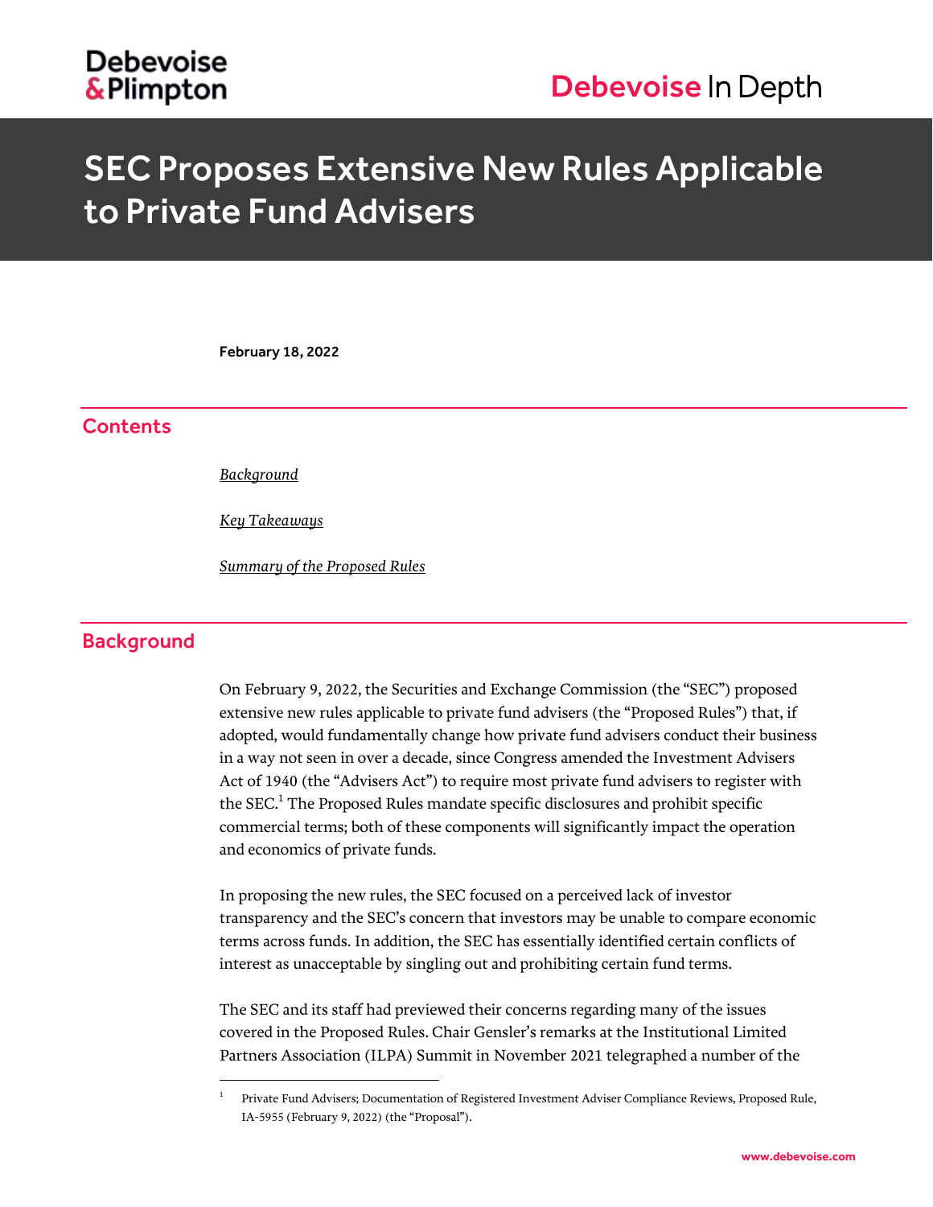# SEC Proposes Extensive New Rules Applicable to Private Fund Advisers

February 18, 2022

## Contents

*Background*

*Key Takeaways*

*Summary of the Proposed Rules*

## Background

On February 9, 2022, the Securities and Exchange Commission (the "SEC") proposed extensive new rules applicable to private fund advisers (the "Proposed Rules") that, if adopted, would fundamentally change how private fund advisers conduct their business in a way not seen in over a decade, since Congress amended the Investment Advisers Act of 1940 (the "Advisers Act") to require most private fund advisers to register with the SEC.[1] The Proposed Rules mandate specific disclosures and prohibit specific commercial terms; both of these components will significantly impact the operation and economics of private funds.

In proposing the new rules, the SEC focused on a perceived lack of investor transparency and the SEC's concern that investors may be unable to compare economic terms across funds. In addition, the SEC has essentially identified certain conflicts of interest as unacceptable by singling out and prohibiting certain fund terms.

The SEC and its staff had previewed their concerns regarding many of the issues covered in the Proposed Rules. Chair Gensler's remarks at the Institutional Limited Partners Association (ILPA) Summit in November 2021 telegraphed a number of the

[1] Private Fund Advisers; Documentation of Registered Investment Adviser Compliance Reviews, Proposed Rule, IA-5955 (February 9, 2022) (the "Proposal").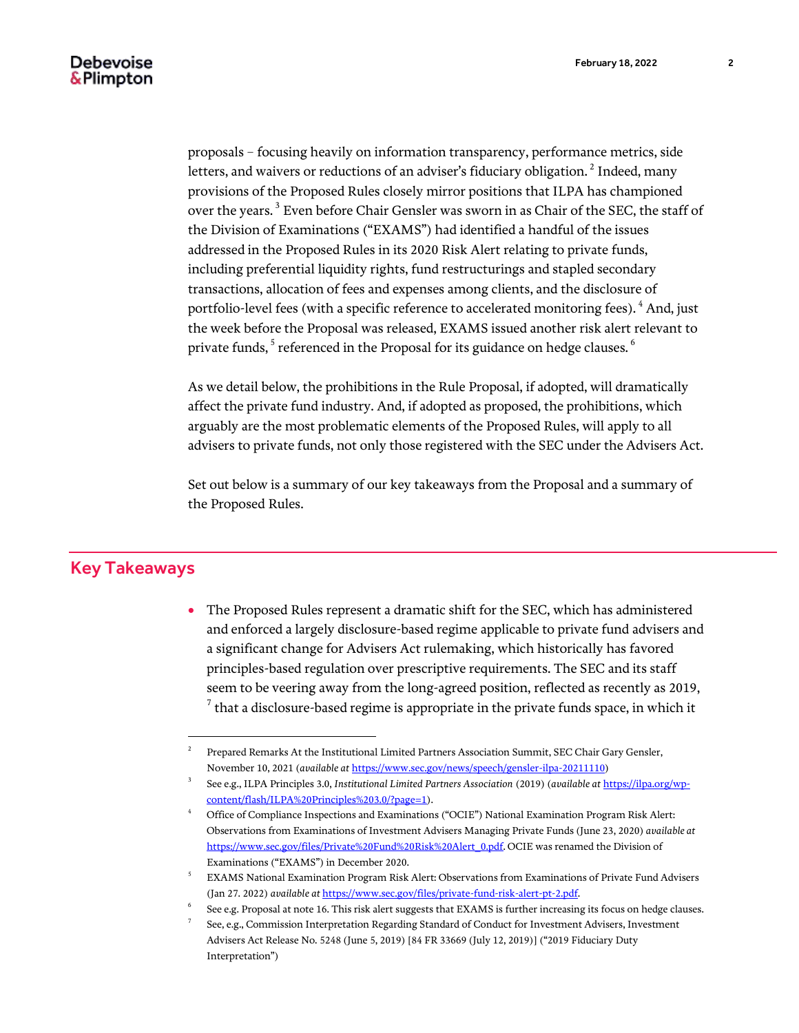proposals – focusing heavily on information transparency, performance metrics, side letters, and waivers or reductions of an adviser's fiduciary obligation. [2] Indeed, many provisions of the Proposed Rules closely mirror positions that ILPA has championed over the years. [3] Even before Chair Gensler was sworn in as Chair of the SEC, the staff of the Division of Examinations ("EXAMS") had identified a handful of the issues addressed in the Proposed Rules in its 2020 Risk Alert relating to private funds, including preferential liquidity rights, fund restructurings and stapled secondary transactions, allocation of fees and expenses among clients, and the disclosure of portfolio-level fees (with a specific reference to accelerated monitoring fees). [4] And, just the week before the Proposal was released, EXAMS issued another risk alert relevant to private funds, [5] referenced in the Proposal for its guidance on hedge clauses. [6]

As we detail below, the prohibitions in the Rule Proposal, if adopted, will dramatically affect the private fund industry. And, if adopted as proposed, the prohibitions, which arguably are the most problematic elements of the Proposed Rules, will apply to all advisers to private funds, not only those registered with the SEC under the Advisers Act.

Set out below is a summary of our key takeaways from the Proposal and a summary of the Proposed Rules.

## Key Takeaways

- The Proposed Rules represent a dramatic shift for the SEC, which has administered and enforced a largely disclosure-based regime applicable to private fund advisers and a significant change for Advisers Act rulemaking, which historically has favored principles-based regulation over prescriptive requirements. The SEC and its staff seem to be veering away from the long-agreed position, reflected as recently as 2019, [7] that a disclosure-based regime is appropriate in the private funds space, in which it

---

[2] Prepared Remarks At the Institutional Limited Partners Association Summit, SEC Chair Gary Gensler, November 10, 2021 (*available at* https://www.sec.gov/news/speech/gensler-ilpa-20211110)

[3] See e.g., ILPA Principles 3.0, *Institutional Limited Partners Association* (2019) (*available at* https://ilpa.org/wp-content/flash/ILPA%20Principles%203.0/?page=1).

[4] Office of Compliance Inspections and Examinations ("OCIE") National Examination Program Risk Alert: Observations from Examinations of Investment Advisers Managing Private Funds (June 23, 2020) *available at* https://www.sec.gov/files/Private%20Fund%20Risk%20Alert_0.pdf. OCIE was renamed the Division of Examinations ("EXAMS") in December 2020.

[5] EXAMS National Examination Program Risk Alert: Observations from Examinations of Private Fund Advisers (Jan 27. 2022) *available at* https://www.sec.gov/files/private-fund-risk-alert-pt-2.pdf.

[6] See e.g. Proposal at note 16. This risk alert suggests that EXAMS is further increasing its focus on hedge clauses.

[7] See, e.g., Commission Interpretation Regarding Standard of Conduct for Investment Advisers, Investment Advisers Act Release No. 5248 (June 5, 2019) [84 FR 33669 (July 12, 2019)] ("2019 Fiduciary Duty Interpretation")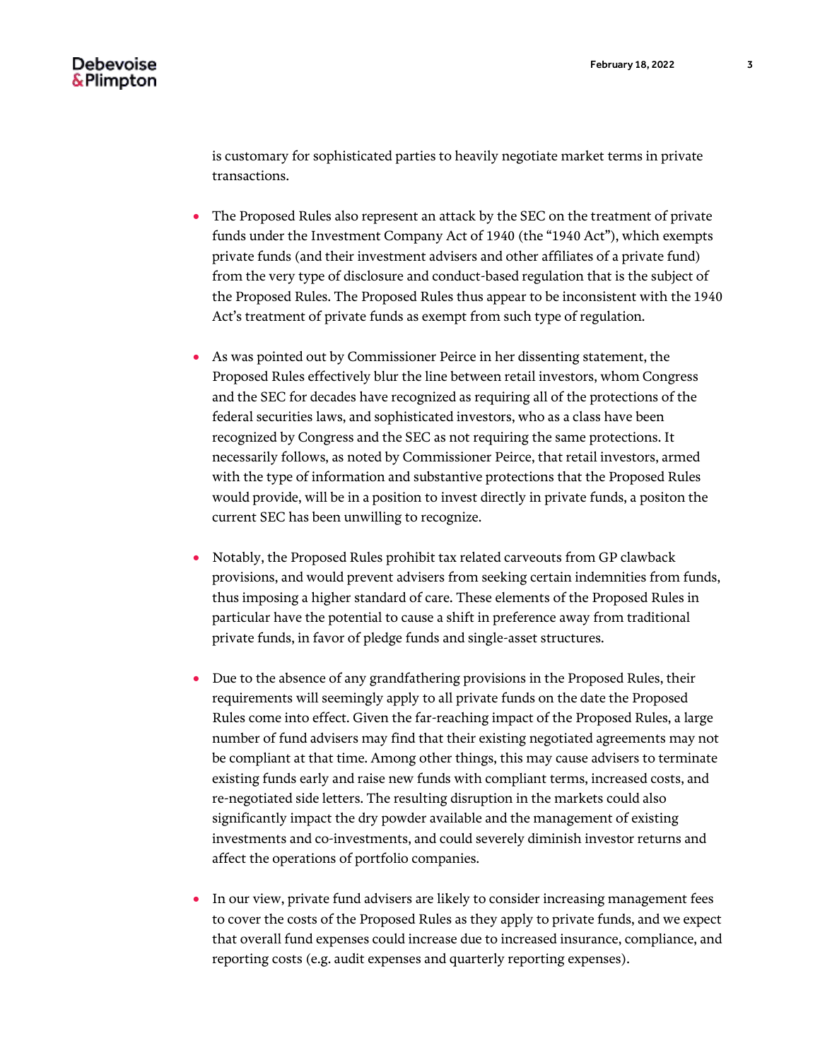is customary for sophisticated parties to heavily negotiate market terms in private transactions.

- The Proposed Rules also represent an attack by the SEC on the treatment of private funds under the Investment Company Act of 1940 (the "1940 Act"), which exempts private funds (and their investment advisers and other affiliates of a private fund) from the very type of disclosure and conduct-based regulation that is the subject of the Proposed Rules. The Proposed Rules thus appear to be inconsistent with the 1940 Act's treatment of private funds as exempt from such type of regulation.

- As was pointed out by Commissioner Peirce in her dissenting statement, the Proposed Rules effectively blur the line between retail investors, whom Congress and the SEC for decades have recognized as requiring all of the protections of the federal securities laws, and sophisticated investors, who as a class have been recognized by Congress and the SEC as not requiring the same protections. It necessarily follows, as noted by Commissioner Peirce, that retail investors, armed with the type of information and substantive protections that the Proposed Rules would provide, will be in a position to invest directly in private funds, a positon the current SEC has been unwilling to recognize.

- Notably, the Proposed Rules prohibit tax related carveouts from GP clawback provisions, and would prevent advisers from seeking certain indemnities from funds, thus imposing a higher standard of care. These elements of the Proposed Rules in particular have the potential to cause a shift in preference away from traditional private funds, in favor of pledge funds and single-asset structures.

- Due to the absence of any grandfathering provisions in the Proposed Rules, their requirements will seemingly apply to all private funds on the date the Proposed Rules come into effect. Given the far-reaching impact of the Proposed Rules, a large number of fund advisers may find that their existing negotiated agreements may not be compliant at that time. Among other things, this may cause advisers to terminate existing funds early and raise new funds with compliant terms, increased costs, and re-negotiated side letters. The resulting disruption in the markets could also significantly impact the dry powder available and the management of existing investments and co-investments, and could severely diminish investor returns and affect the operations of portfolio companies.

- In our view, private fund advisers are likely to consider increasing management fees to cover the costs of the Proposed Rules as they apply to private funds, and we expect that overall fund expenses could increase due to increased insurance, compliance, and reporting costs (e.g. audit expenses and quarterly reporting expenses).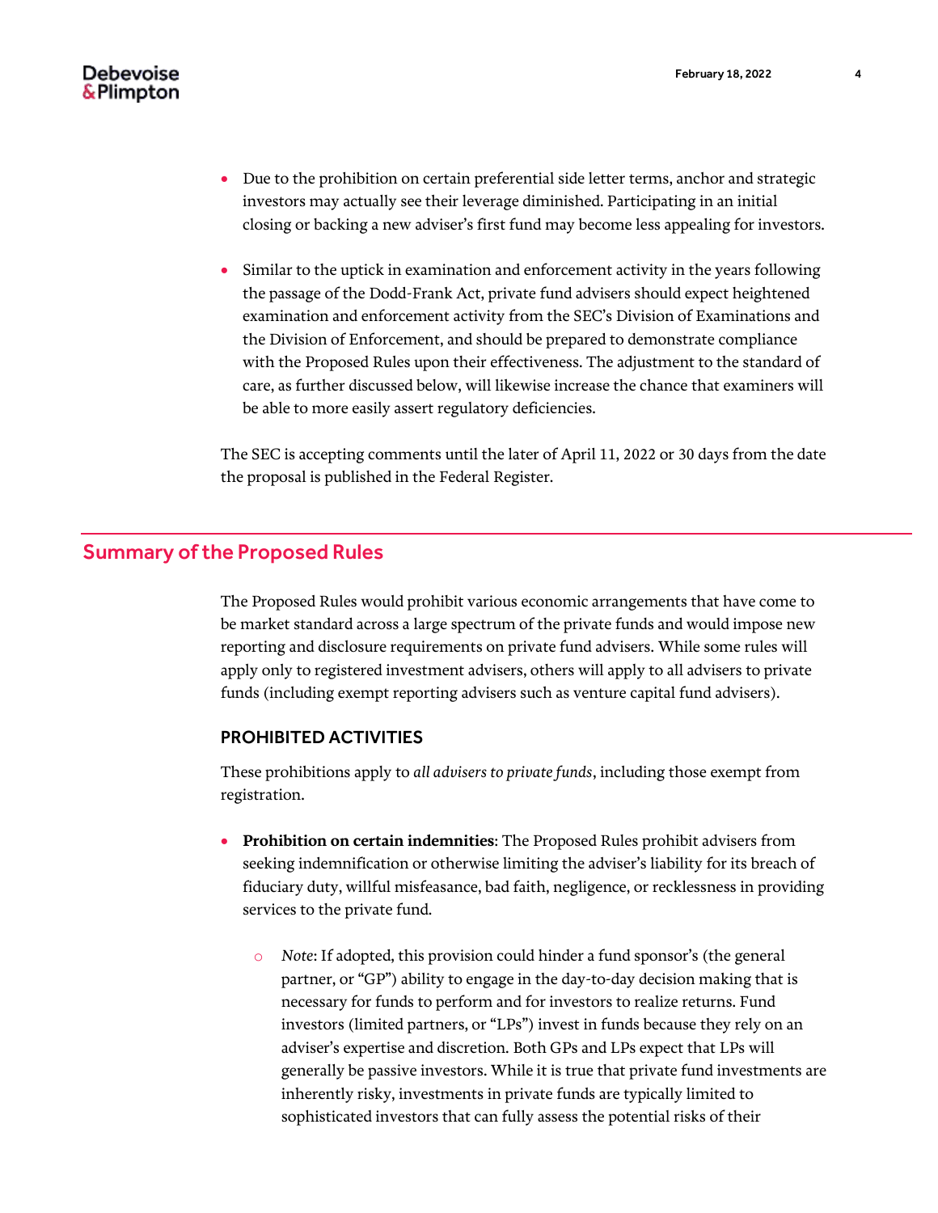- Due to the prohibition on certain preferential side letter terms, anchor and strategic investors may actually see their leverage diminished. Participating in an initial closing or backing a new adviser's first fund may become less appealing for investors.

- Similar to the uptick in examination and enforcement activity in the years following the passage of the Dodd-Frank Act, private fund advisers should expect heightened examination and enforcement activity from the SEC's Division of Examinations and the Division of Enforcement, and should be prepared to demonstrate compliance with the Proposed Rules upon their effectiveness. The adjustment to the standard of care, as further discussed below, will likewise increase the chance that examiners will be able to more easily assert regulatory deficiencies.

The SEC is accepting comments until the later of April 11, 2022 or 30 days from the date the proposal is published in the Federal Register.

## Summary of the Proposed Rules

The Proposed Rules would prohibit various economic arrangements that have come to be market standard across a large spectrum of the private funds and would impose new reporting and disclosure requirements on private fund advisers. While some rules will apply only to registered investment advisers, others will apply to all advisers to private funds (including exempt reporting advisers such as venture capital fund advisers).

### PROHIBITED ACTIVITIES

These prohibitions apply to *all advisers to private funds*, including those exempt from registration.

- **Prohibition on certain indemnities**: The Proposed Rules prohibit advisers from seeking indemnification or otherwise limiting the adviser's liability for its breach of fiduciary duty, willful misfeasance, bad faith, negligence, or recklessness in providing services to the private fund.
  - *Note*: If adopted, this provision could hinder a fund sponsor's (the general partner, or "GP") ability to engage in the day-to-day decision making that is necessary for funds to perform and for investors to realize returns. Fund investors (limited partners, or "LPs") invest in funds because they rely on an adviser's expertise and discretion. Both GPs and LPs expect that LPs will generally be passive investors. While it is true that private fund investments are inherently risky, investments in private funds are typically limited to sophisticated investors that can fully assess the potential risks of their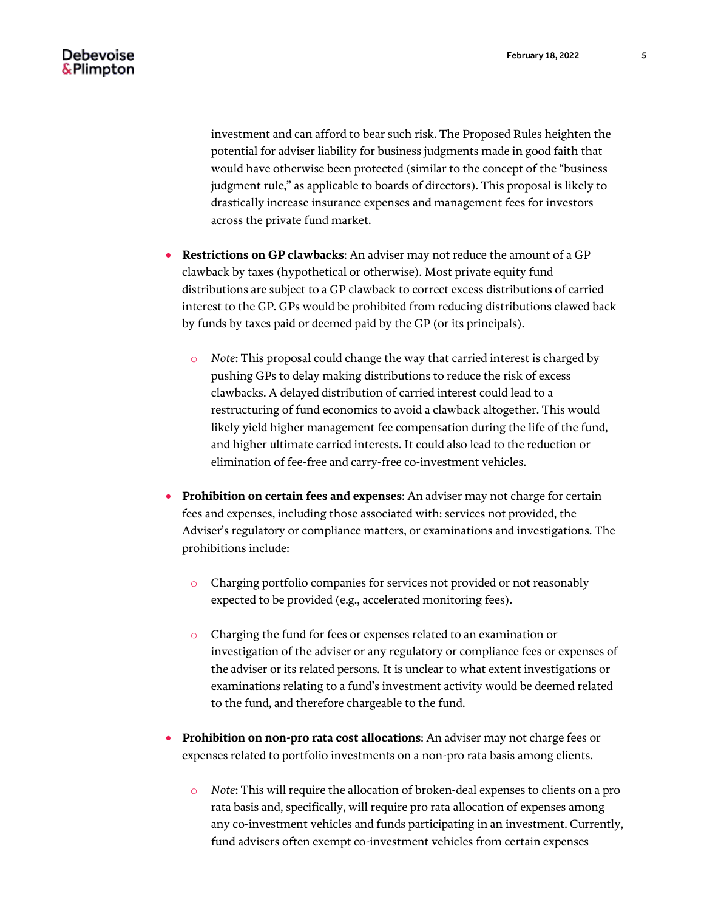investment and can afford to bear such risk. The Proposed Rules heighten the potential for adviser liability for business judgments made in good faith that would have otherwise been protected (similar to the concept of the "business judgment rule," as applicable to boards of directors). This proposal is likely to drastically increase insurance expenses and management fees for investors across the private fund market.

- **Restrictions on GP clawbacks**: An adviser may not reduce the amount of a GP clawback by taxes (hypothetical or otherwise). Most private equity fund distributions are subject to a GP clawback to correct excess distributions of carried interest to the GP. GPs would be prohibited from reducing distributions clawed back by funds by taxes paid or deemed paid by the GP (or its principals).
  - *Note*: This proposal could change the way that carried interest is charged by pushing GPs to delay making distributions to reduce the risk of excess clawbacks. A delayed distribution of carried interest could lead to a restructuring of fund economics to avoid a clawback altogether. This would likely yield higher management fee compensation during the life of the fund, and higher ultimate carried interests. It could also lead to the reduction or elimination of fee-free and carry-free co-investment vehicles.
- **Prohibition on certain fees and expenses**: An adviser may not charge for certain fees and expenses, including those associated with: services not provided, the Adviser's regulatory or compliance matters, or examinations and investigations. The prohibitions include:
  - Charging portfolio companies for services not provided or not reasonably expected to be provided (e.g., accelerated monitoring fees).
  - Charging the fund for fees or expenses related to an examination or investigation of the adviser or any regulatory or compliance fees or expenses of the adviser or its related persons. It is unclear to what extent investigations or examinations relating to a fund's investment activity would be deemed related to the fund, and therefore chargeable to the fund.
- **Prohibition on non-pro rata cost allocations**: An adviser may not charge fees or expenses related to portfolio investments on a non-pro rata basis among clients.
  - *Note*: This will require the allocation of broken-deal expenses to clients on a pro rata basis and, specifically, will require pro rata allocation of expenses among any co-investment vehicles and funds participating in an investment. Currently, fund advisers often exempt co-investment vehicles from certain expenses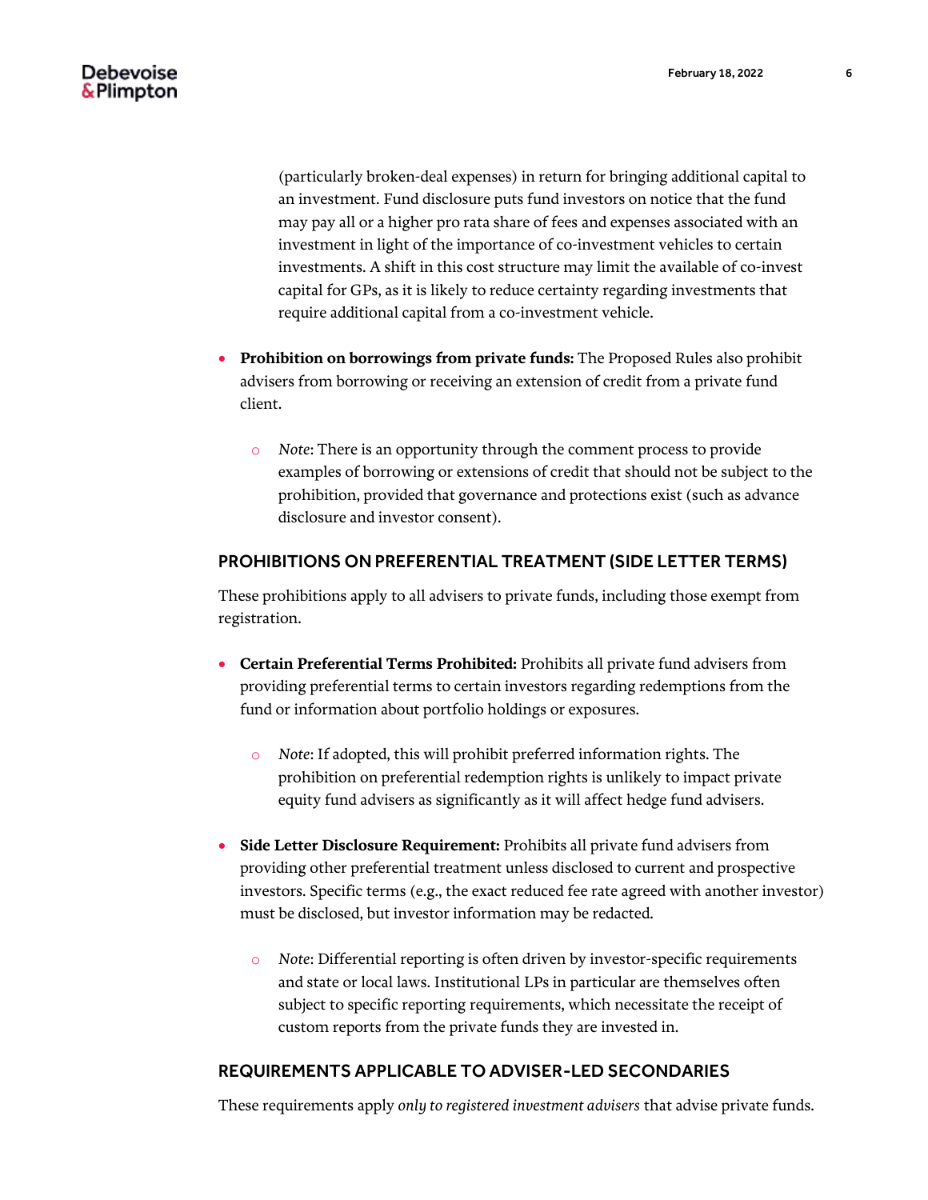(particularly broken-deal expenses) in return for bringing additional capital to an investment. Fund disclosure puts fund investors on notice that the fund may pay all or a higher pro rata share of fees and expenses associated with an investment in light of the importance of co-investment vehicles to certain investments. A shift in this cost structure may limit the available of co-invest capital for GPs, as it is likely to reduce certainty regarding investments that require additional capital from a co-investment vehicle.

- **Prohibition on borrowings from private funds:** The Proposed Rules also prohibit advisers from borrowing or receiving an extension of credit from a private fund client.
  - *Note*: There is an opportunity through the comment process to provide examples of borrowing or extensions of credit that should not be subject to the prohibition, provided that governance and protections exist (such as advance disclosure and investor consent).

## PROHIBITIONS ON PREFERENTIAL TREATMENT (SIDE LETTER TERMS)

These prohibitions apply to all advisers to private funds, including those exempt from registration.

- **Certain Preferential Terms Prohibited:** Prohibits all private fund advisers from providing preferential terms to certain investors regarding redemptions from the fund or information about portfolio holdings or exposures.
  - *Note*: If adopted, this will prohibit preferred information rights. The prohibition on preferential redemption rights is unlikely to impact private equity fund advisers as significantly as it will affect hedge fund advisers.
- **Side Letter Disclosure Requirement:** Prohibits all private fund advisers from providing other preferential treatment unless disclosed to current and prospective investors. Specific terms (e.g., the exact reduced fee rate agreed with another investor) must be disclosed, but investor information may be redacted.
  - *Note*: Differential reporting is often driven by investor-specific requirements and state or local laws. Institutional LPs in particular are themselves often subject to specific reporting requirements, which necessitate the receipt of custom reports from the private funds they are invested in.

## REQUIREMENTS APPLICABLE TO ADVISER-LED SECONDARIES

These requirements apply *only to registered investment advisers* that advise private funds.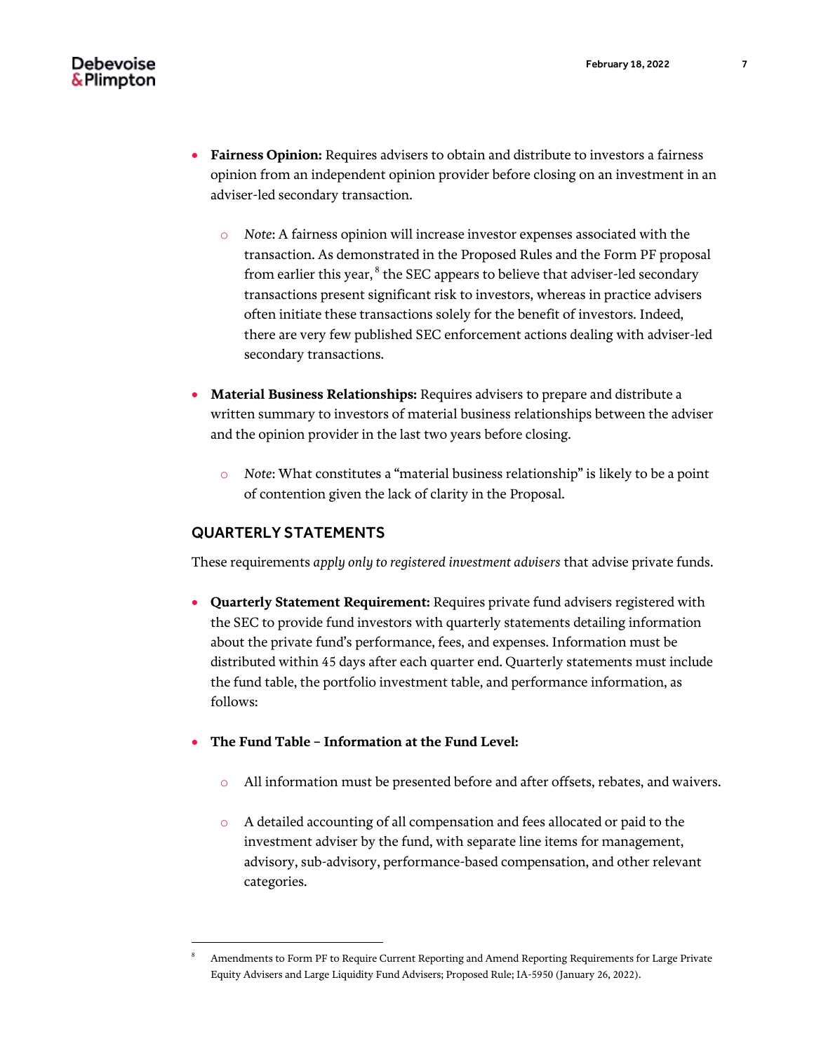- **Fairness Opinion:** Requires advisers to obtain and distribute to investors a fairness opinion from an independent opinion provider before closing on an investment in an adviser-led secondary transaction.
  - *Note*: A fairness opinion will increase investor expenses associated with the transaction. As demonstrated in the Proposed Rules and the Form PF proposal from earlier this year,[8] the SEC appears to believe that adviser-led secondary transactions present significant risk to investors, whereas in practice advisers often initiate these transactions solely for the benefit of investors. Indeed, there are very few published SEC enforcement actions dealing with adviser-led secondary transactions.
- **Material Business Relationships:** Requires advisers to prepare and distribute a written summary to investors of material business relationships between the adviser and the opinion provider in the last two years before closing.
  - *Note*: What constitutes a "material business relationship" is likely to be a point of contention given the lack of clarity in the Proposal.

## QUARTERLY STATEMENTS

These requirements *apply only to registered investment advisers* that advise private funds.

- **Quarterly Statement Requirement:** Requires private fund advisers registered with the SEC to provide fund investors with quarterly statements detailing information about the private fund's performance, fees, and expenses. Information must be distributed within 45 days after each quarter end. Quarterly statements must include the fund table, the portfolio investment table, and performance information, as follows:
- **The Fund Table – Information at the Fund Level:**
  - All information must be presented before and after offsets, rebates, and waivers.
  - A detailed accounting of all compensation and fees allocated or paid to the investment adviser by the fund, with separate line items for management, advisory, sub-advisory, performance-based compensation, and other relevant categories.

---

[8] Amendments to Form PF to Require Current Reporting and Amend Reporting Requirements for Large Private Equity Advisers and Large Liquidity Fund Advisers; Proposed Rule; IA-5950 (January 26, 2022).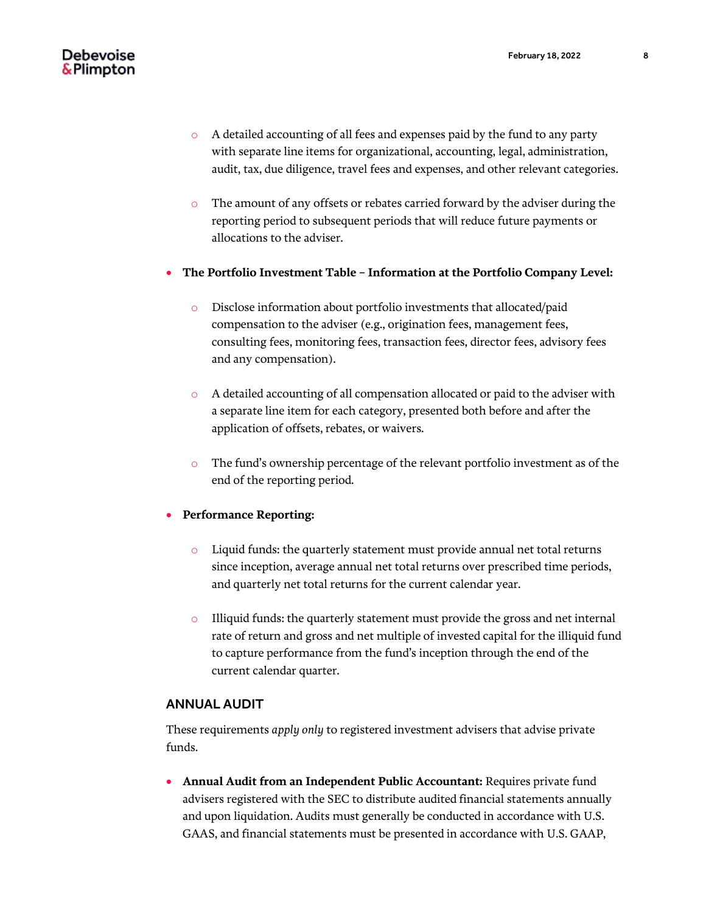- A detailed accounting of all fees and expenses paid by the fund to any party with separate line items for organizational, accounting, legal, administration, audit, tax, due diligence, travel fees and expenses, and other relevant categories.

    - The amount of any offsets or rebates carried forward by the adviser during the reporting period to subsequent periods that will reduce future payments or allocations to the adviser.

- **The Portfolio Investment Table – Information at the Portfolio Company Level:**

    - Disclose information about portfolio investments that allocated/paid compensation to the adviser (e.g., origination fees, management fees, consulting fees, monitoring fees, transaction fees, director fees, advisory fees and any compensation).

    - A detailed accounting of all compensation allocated or paid to the adviser with a separate line item for each category, presented both before and after the application of offsets, rebates, or waivers.

    - The fund's ownership percentage of the relevant portfolio investment as of the end of the reporting period.

- **Performance Reporting:**

    - Liquid funds: the quarterly statement must provide annual net total returns since inception, average annual net total returns over prescribed time periods, and quarterly net total returns for the current calendar year.

    - Illiquid funds: the quarterly statement must provide the gross and net internal rate of return and gross and net multiple of invested capital for the illiquid fund to capture performance from the fund's inception through the end of the current calendar quarter.

## ANNUAL AUDIT

These requirements *apply only* to registered investment advisers that advise private funds.

- **Annual Audit from an Independent Public Accountant:** Requires private fund advisers registered with the SEC to distribute audited financial statements annually and upon liquidation. Audits must generally be conducted in accordance with U.S. GAAS, and financial statements must be presented in accordance with U.S. GAAP,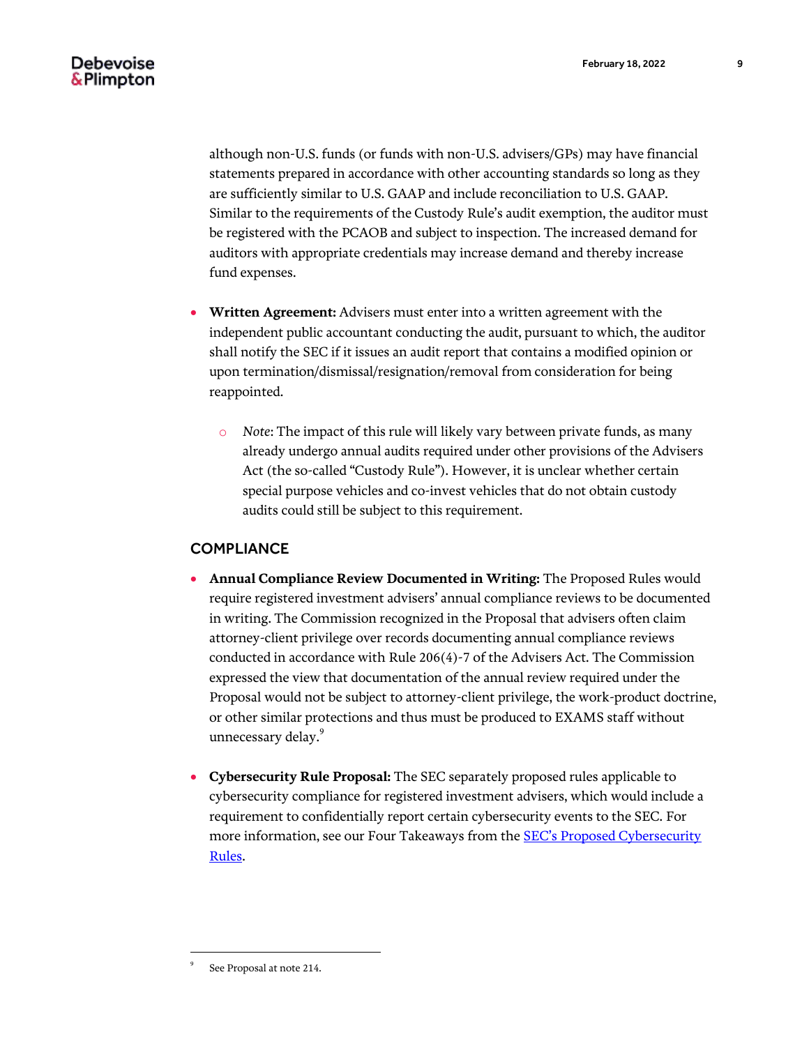although non-U.S. funds (or funds with non-U.S. advisers/GPs) may have financial statements prepared in accordance with other accounting standards so long as they are sufficiently similar to U.S. GAAP and include reconciliation to U.S. GAAP. Similar to the requirements of the Custody Rule's audit exemption, the auditor must be registered with the PCAOB and subject to inspection. The increased demand for auditors with appropriate credentials may increase demand and thereby increase fund expenses.

- **Written Agreement:** Advisers must enter into a written agreement with the independent public accountant conducting the audit, pursuant to which, the auditor shall notify the SEC if it issues an audit report that contains a modified opinion or upon termination/dismissal/resignation/removal from consideration for being reappointed.
  - *Note*: The impact of this rule will likely vary between private funds, as many already undergo annual audits required under other provisions of the Advisers Act (the so-called "Custody Rule"). However, it is unclear whether certain special purpose vehicles and co-invest vehicles that do not obtain custody audits could still be subject to this requirement.

## COMPLIANCE

- **Annual Compliance Review Documented in Writing:** The Proposed Rules would require registered investment advisers' annual compliance reviews to be documented in writing. The Commission recognized in the Proposal that advisers often claim attorney-client privilege over records documenting annual compliance reviews conducted in accordance with Rule 206(4)-7 of the Advisers Act. The Commission expressed the view that documentation of the annual review required under the Proposal would not be subject to attorney-client privilege, the work-product doctrine, or other similar protections and thus must be produced to EXAMS staff without unnecessary delay.[9]

- **Cybersecurity Rule Proposal:** The SEC separately proposed rules applicable to cybersecurity compliance for registered investment advisers, which would include a requirement to confidentially report certain cybersecurity events to the SEC. For more information, see our Four Takeaways from the SEC's Proposed Cybersecurity Rules.

---

[9] See Proposal at note 214.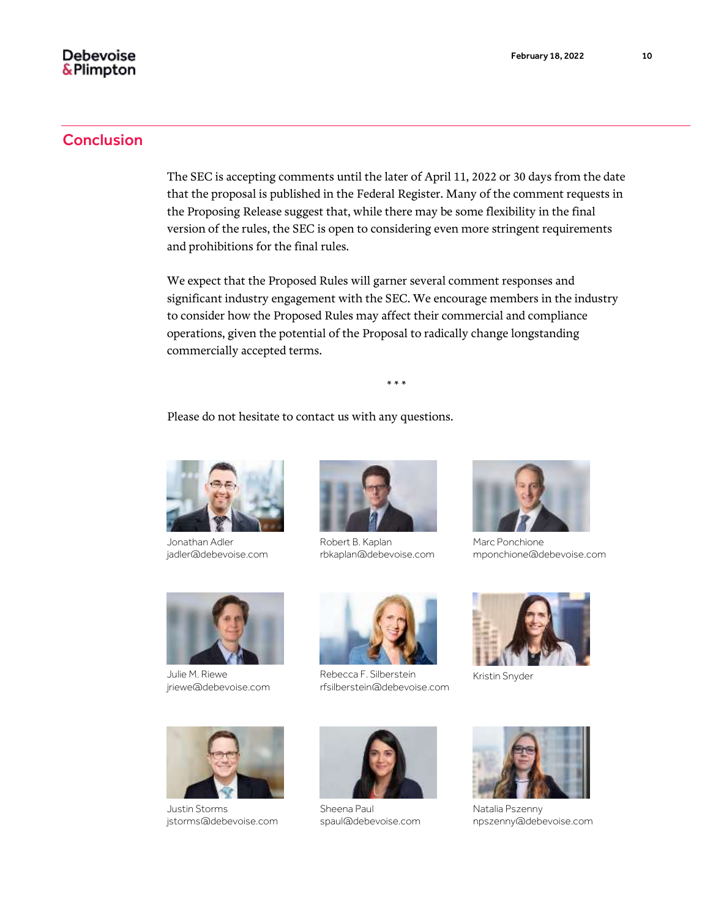## Conclusion

The SEC is accepting comments until the later of April 11, 2022 or 30 days from the date that the proposal is published in the Federal Register. Many of the comment requests in the Proposing Release suggest that, while there may be some flexibility in the final version of the rules, the SEC is open to considering even more stringent requirements and prohibitions for the final rules.

We expect that the Proposed Rules will garner several comment responses and significant industry engagement with the SEC. We encourage members in the industry to consider how the Proposed Rules may affect their commercial and compliance operations, given the potential of the Proposal to radically change longstanding commercially accepted terms.

\* \* \*

Please do not hesitate to contact us with any questions.

Jonathan Adler
jadler@debevoise.com

Robert B. Kaplan
rbkaplan@debevoise.com

Marc Ponchione
mponchione@debevoise.com

Julie M. Riewe
jriewe@debevoise.com

Rebecca F. Silberstein
rfsilberstein@debevoise.com

Kristin Snyder

Justin Storms
jstorms@debevoise.com

Sheena Paul
spaul@debevoise.com

Natalia Pszenny
npszenny@debevoise.com